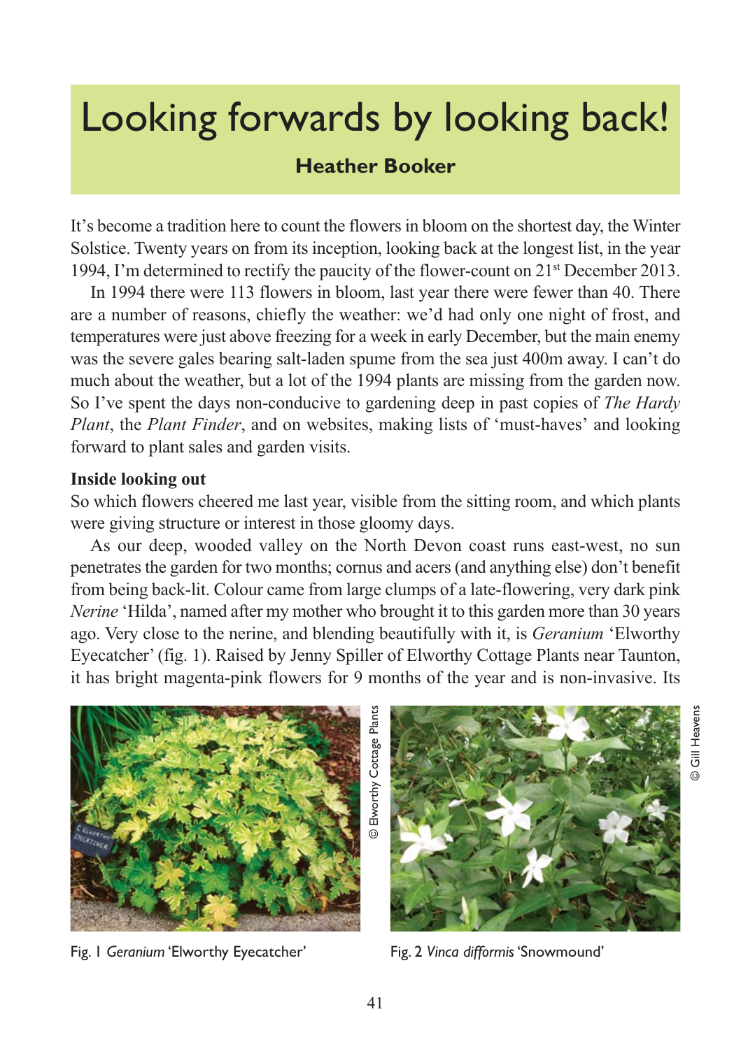# Looking forwards by looking back!

**Heather Booker**

It's become a tradition here to count the flowers in bloom on the shortest day, the Winter Solstice. Twenty years on from its inception, looking back at the longest list, in the year 1994, I'm determined to rectify the paucity of the flower-count on 21st December 2013.

In 1994 there were 113 flowers in bloom, last year there were fewer than 40. There are a number of reasons, chiefly the weather: we'd had only one night of frost, and temperatures were just above freezing for a week in early December, but the main enemy was the severe gales bearing salt-laden spume from the sea just 400m away. I can't do much about the weather, but a lot of the 1994 plants are missing from the garden now. So I've spent the days non-conducive to gardening deep in past copies of *The Hardy Plant*, the *Plant Finder*, and on websites, making lists of 'must-haves' and looking forward to plant sales and garden visits.

**Inside looking out**

So which flowers cheered me last year, visible from the sitting room, and which plants were giving structure or interest in those gloomy days.

As our deep, wooded valley on the North Devon coast runs east-west, no sun penetrates the garden for two months; cornus and acers (and anything else) don't benefit from being back-lit. Colour came from large clumps of a late-flowering, very dark pink *Nerine* 'Hilda', named after my mother who brought it to this garden more than 30 years ago. Very close to the nerine, and blending beautifully with it, is *Geranium* 'Elworthy Eyecatcher' (fig. 1). Raised by Jenny Spiller of Elworthy Cottage Plants near Taunton, it has bright magenta-pink flowers for 9 months of the year and is non-invasive. Its

© Elworthy Cottage Plants

Fig. 1 *Geranium* 'Elworthy Eyecatcher'

© Gill Heavens

Fig. 2 *Vinca difformis* 'Snowmound'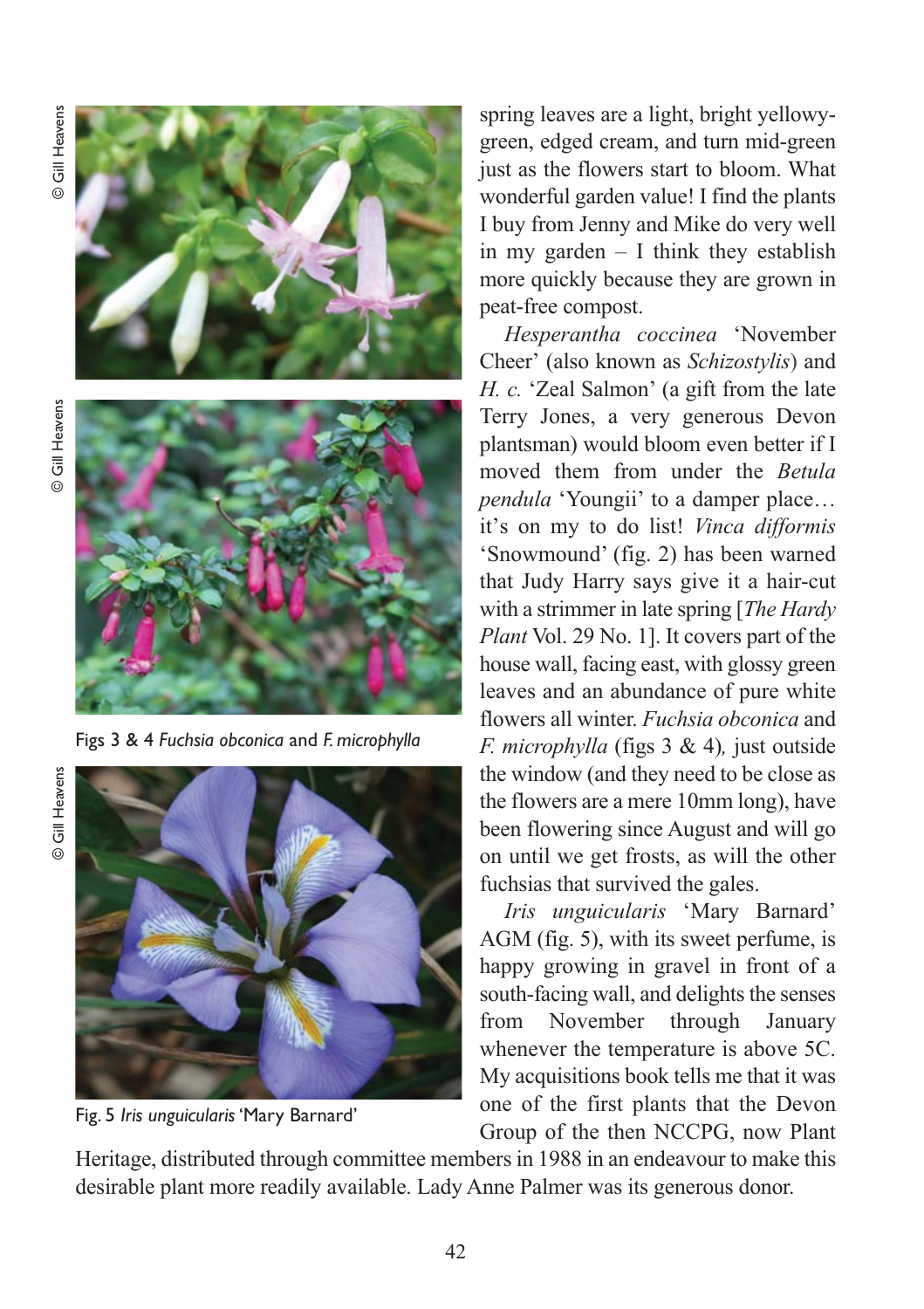spring leaves are a light, bright yellowy-green, edged cream, and turn mid-green just as the flowers start to bloom. What wonderful garden value! I find the plants I buy from Jenny and Mike do very well in my garden – I think they establish more quickly because they are grown in peat-free compost.

*Hesperantha coccinea* 'November Cheer' (also known as *Schizostylis*) and *H. c.* 'Zeal Salmon' (a gift from the late Terry Jones, a very generous Devon plantsman) would bloom even better if I moved them from under the *Betula pendula* 'Youngii' to a damper place… it's on my to do list! *Vinca difformis* 'Snowmound' (fig. 2) has been warned that Judy Harry says give it a hair-cut with a strimmer in late spring [*The Hardy Plant* Vol. 29 No. 1]. It covers part of the house wall, facing east, with glossy green leaves and an abundance of pure white flowers all winter. *Fuchsia obconica* and *F. microphylla* (figs 3 & 4), just outside the window (and they need to be close as the flowers are a mere 10mm long), have been flowering since August and will go on until we get frosts, as will the other fuchsias that survived the gales.

Figs 3 & 4 *Fuchsia obconica* and *F. microphylla*

*Iris unguicularis* 'Mary Barnard' AGM (fig. 5), with its sweet perfume, is happy growing in gravel in front of a south-facing wall, and delights the senses from November through January whenever the temperature is above 5C. My acquisitions book tells me that it was one of the first plants that the Devon Group of the then NCCPG, now Plant Heritage, distributed through committee members in 1988 in an endeavour to make this desirable plant more readily available. Lady Anne Palmer was its generous donor.

Fig. 5 *Iris unguicularis* 'Mary Barnard'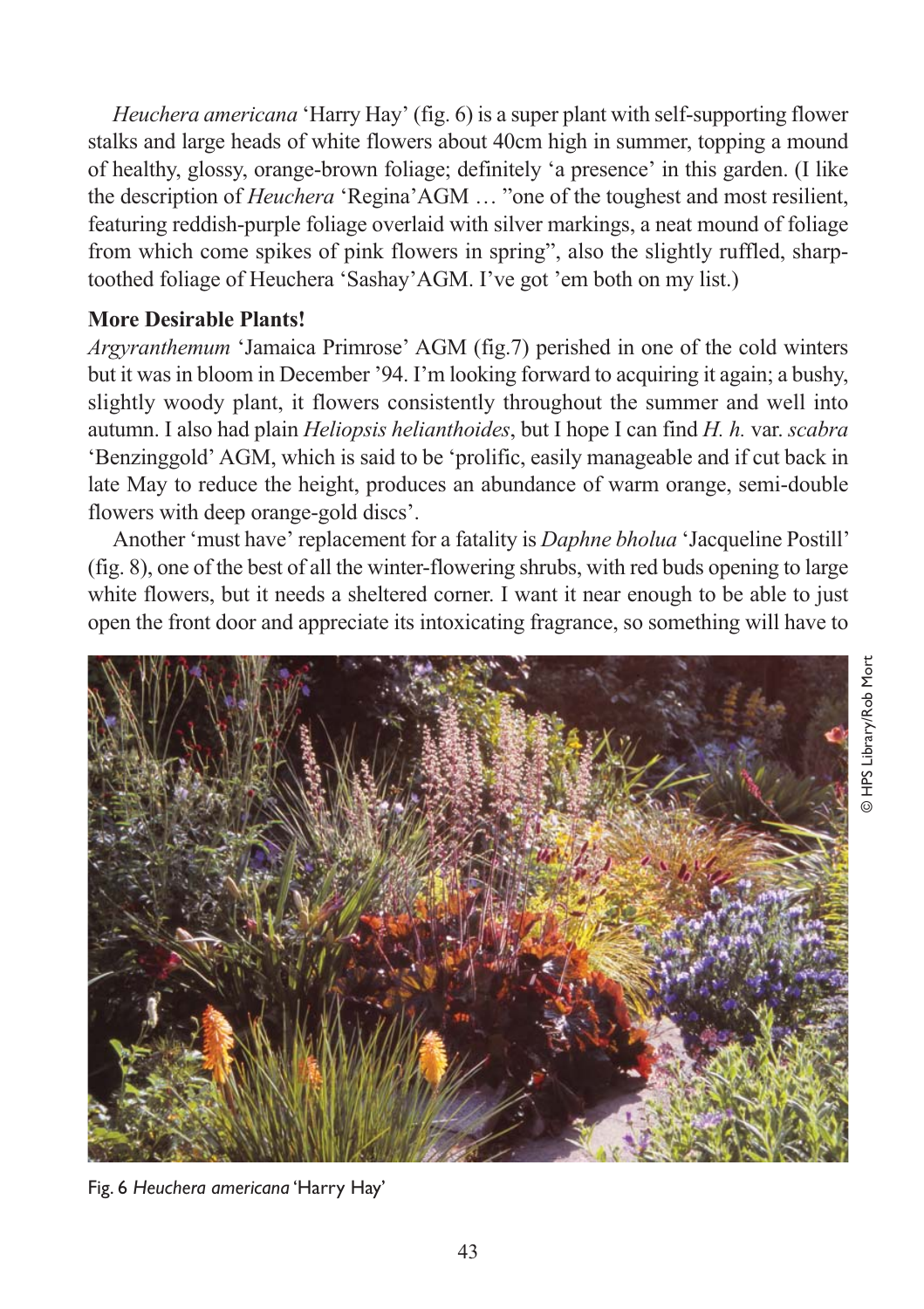*Heuchera americana* 'Harry Hay' (fig. 6) is a super plant with self-supporting flower stalks and large heads of white flowers about 40cm high in summer, topping a mound of healthy, glossy, orange-brown foliage; definitely 'a presence' in this garden. (I like the description of *Heuchera* 'Regina'AGM … "one of the toughest and most resilient, featuring reddish-purple foliage overlaid with silver markings, a neat mound of foliage from which come spikes of pink flowers in spring", also the slightly ruffled, sharp-toothed foliage of Heuchera 'Sashay'AGM. I've got 'em both on my list.)

**More Desirable Plants!**

*Argyranthemum* 'Jamaica Primrose' AGM (fig.7) perished in one of the cold winters but it was in bloom in December '94. I'm looking forward to acquiring it again; a bushy, slightly woody plant, it flowers consistently throughout the summer and well into autumn. I also had plain *Heliopsis helianthoides*, but I hope I can find *H. h.* var. *scabra* 'Benzinggold' AGM, which is said to be 'prolific, easily manageable and if cut back in late May to reduce the height, produces an abundance of warm orange, semi-double flowers with deep orange-gold discs'.

Another 'must have' replacement for a fatality is *Daphne bholua* 'Jacqueline Postill' (fig. 8), one of the best of all the winter-flowering shrubs, with red buds opening to large white flowers, but it needs a sheltered corner. I want it near enough to be able to just open the front door and appreciate its intoxicating fragrance, so something will have to

© HPS Library/Rob Mort

Fig. 6 *Heuchera americana* 'Harry Hay'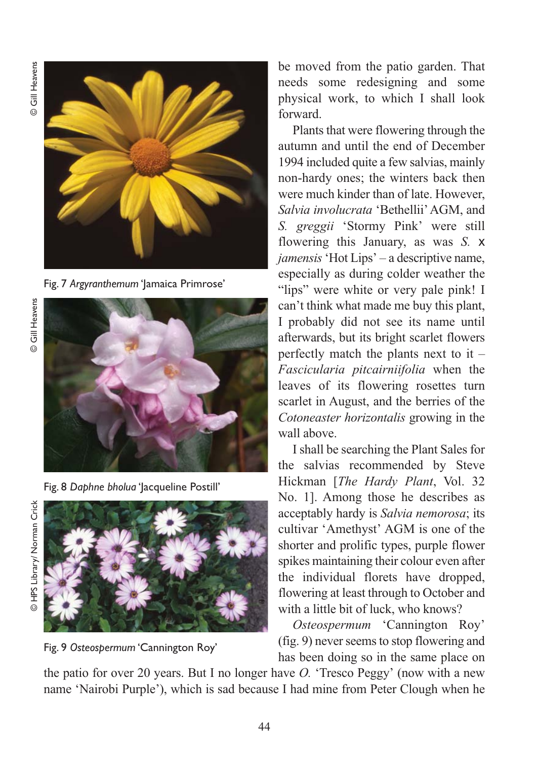Fig. 7 *Argyranthemum* 'Jamaica Primrose'

Fig. 8 *Daphne bholua* 'Jacqueline Postill'

Fig. 9 *Osteospermum* 'Cannington Roy'

be moved from the patio garden. That needs some redesigning and some physical work, to which I shall look forward.

Plants that were flowering through the autumn and until the end of December 1994 included quite a few salvias, mainly non-hardy ones; the winters back then were much kinder than of late. However, *Salvia involucrata* 'Bethellii' AGM, and *S. greggii* 'Stormy Pink' were still flowering this January, as was *S.* x *jamensis* 'Hot Lips' – a descriptive name, especially as during colder weather the "lips" were white or very pale pink! I can't think what made me buy this plant, I probably did not see its name until afterwards, but its bright scarlet flowers perfectly match the plants next to it – *Fascicularia pitcairniifolia* when the leaves of its flowering rosettes turn scarlet in August, and the berries of the *Cotoneaster horizontalis* growing in the wall above.

I shall be searching the Plant Sales for the salvias recommended by Steve Hickman [*The Hardy Plant*, Vol. 32 No. 1]. Among those he describes as acceptably hardy is *Salvia nemorosa*; its cultivar 'Amethyst' AGM is one of the shorter and prolific types, purple flower spikes maintaining their colour even after the individual florets have dropped, flowering at least through to October and with a little bit of luck, who knows?

*Osteospermum* 'Cannington Roy' (fig. 9) never seems to stop flowering and has been doing so in the same place on the patio for over 20 years. But I no longer have *O.* 'Tresco Peggy' (now with a new name 'Nairobi Purple'), which is sad because I had mine from Peter Clough when he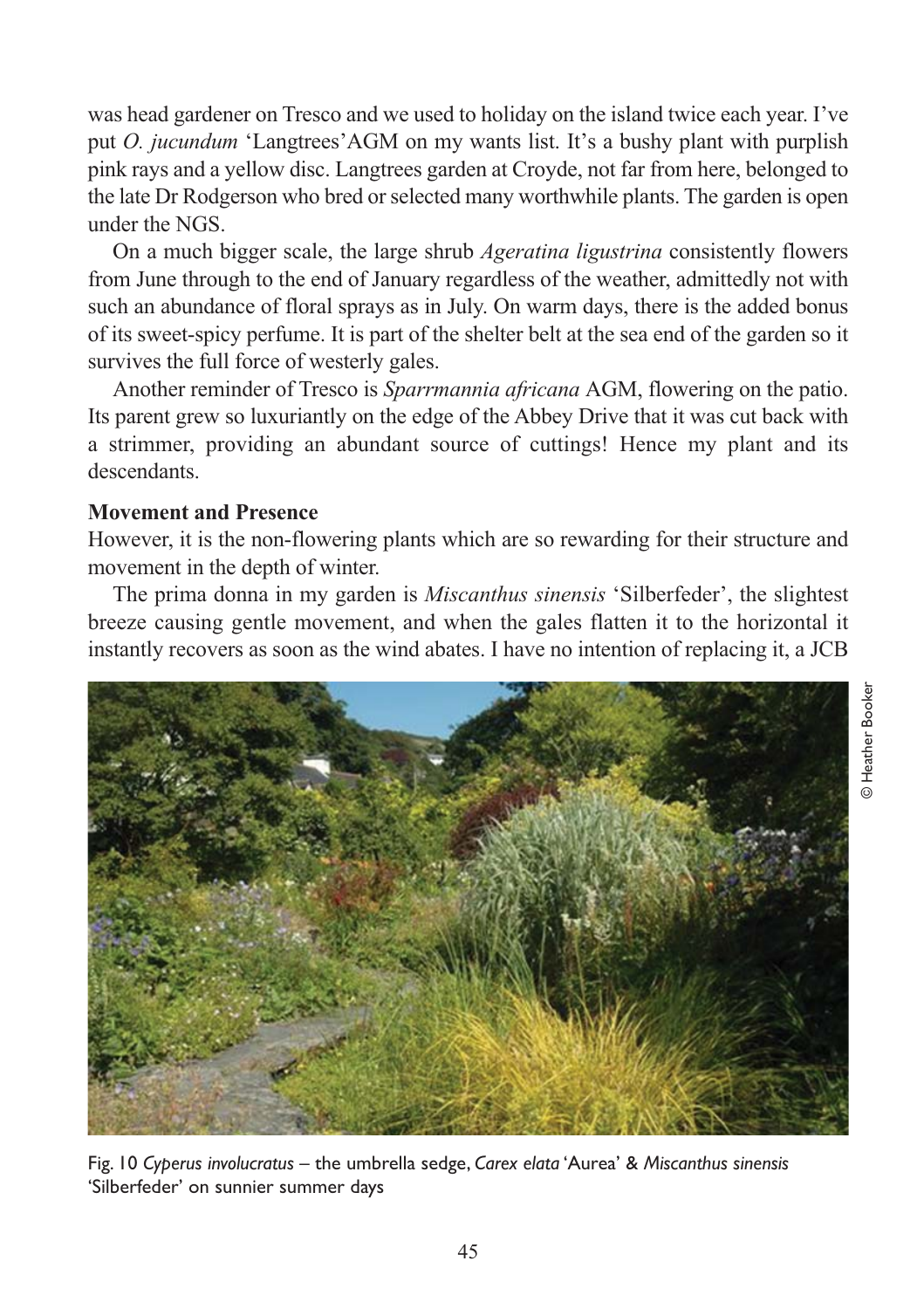was head gardener on Tresco and we used to holiday on the island twice each year. I've put *O. jucundum* 'Langtrees'AGM on my wants list. It's a bushy plant with purplish pink rays and a yellow disc. Langtrees garden at Croyde, not far from here, belonged to the late Dr Rodgerson who bred or selected many worthwhile plants. The garden is open under the NGS.

On a much bigger scale, the large shrub *Ageratina ligustrina* consistently flowers from June through to the end of January regardless of the weather, admittedly not with such an abundance of floral sprays as in July. On warm days, there is the added bonus of its sweet-spicy perfume. It is part of the shelter belt at the sea end of the garden so it survives the full force of westerly gales.

Another reminder of Tresco is *Sparrmannia africana* AGM, flowering on the patio. Its parent grew so luxuriantly on the edge of the Abbey Drive that it was cut back with a strimmer, providing an abundant source of cuttings! Hence my plant and its descendants.

**Movement and Presence**

However, it is the non-flowering plants which are so rewarding for their structure and movement in the depth of winter.

The prima donna in my garden is *Miscanthus sinensis* 'Silberfeder', the slightest breeze causing gentle movement, and when the gales flatten it to the horizontal it instantly recovers as soon as the wind abates. I have no intention of replacing it, a JCB

© Heather Booker

Fig. 10 *Cyperus involucratus* – the umbrella sedge, *Carex elata* 'Aurea' & *Miscanthus sinensis* 'Silberfeder' on sunnier summer days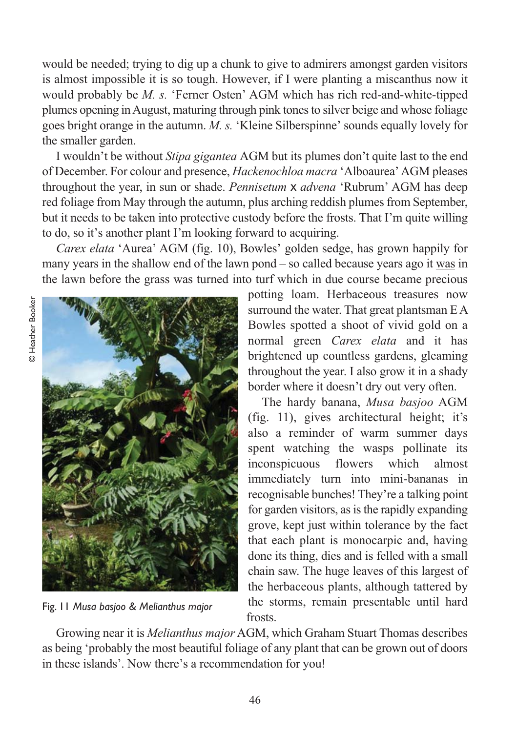would be needed; trying to dig up a chunk to give to admirers amongst garden visitors is almost impossible it is so tough. However, if I were planting a miscanthus now it would probably be *M. s.* 'Ferner Osten' AGM which has rich red-and-white-tipped plumes opening in August, maturing through pink tones to silver beige and whose foliage goes bright orange in the autumn. *M. s.* 'Kleine Silberspinne' sounds equally lovely for the smaller garden.

I wouldn't be without *Stipa gigantea* AGM but its plumes don't quite last to the end of December. For colour and presence, *Hackenochloa macra* 'Alboaurea' AGM pleases throughout the year, in sun or shade. *Pennisetum* x *advena* 'Rubrum' AGM has deep red foliage from May through the autumn, plus arching reddish plumes from September, but it needs to be taken into protective custody before the frosts. That I'm quite willing to do, so it's another plant I'm looking forward to acquiring.

*Carex elata* 'Aurea' AGM (fig. 10), Bowles' golden sedge, has grown happily for many years in the shallow end of the lawn pond – so called because years ago it <u>was</u> in the lawn before the grass was turned into turf which in due course became precious potting loam. Herbaceous treasures now surround the water. That great plantsman E A Bowles spotted a shoot of vivid gold on a normal green *Carex elata* and it has brightened up countless gardens, gleaming throughout the year. I also grow it in a shady border where it doesn't dry out very often.

© Heather Booker

Fig. 11 *Musa basjoo & Melianthus major*

The hardy banana, *Musa basjoo* AGM (fig. 11), gives architectural height; it's also a reminder of warm summer days spent watching the wasps pollinate its inconspicuous flowers which almost immediately turn into mini-bananas in recognisable bunches! They're a talking point for garden visitors, as is the rapidly expanding grove, kept just within tolerance by the fact that each plant is monocarpic and, having done its thing, dies and is felled with a small chain saw. The huge leaves of this largest of the herbaceous plants, although tattered by the storms, remain presentable until hard frosts.

Growing near it is *Melianthus major* AGM, which Graham Stuart Thomas describes as being 'probably the most beautiful foliage of any plant that can be grown out of doors in these islands'. Now there's a recommendation for you!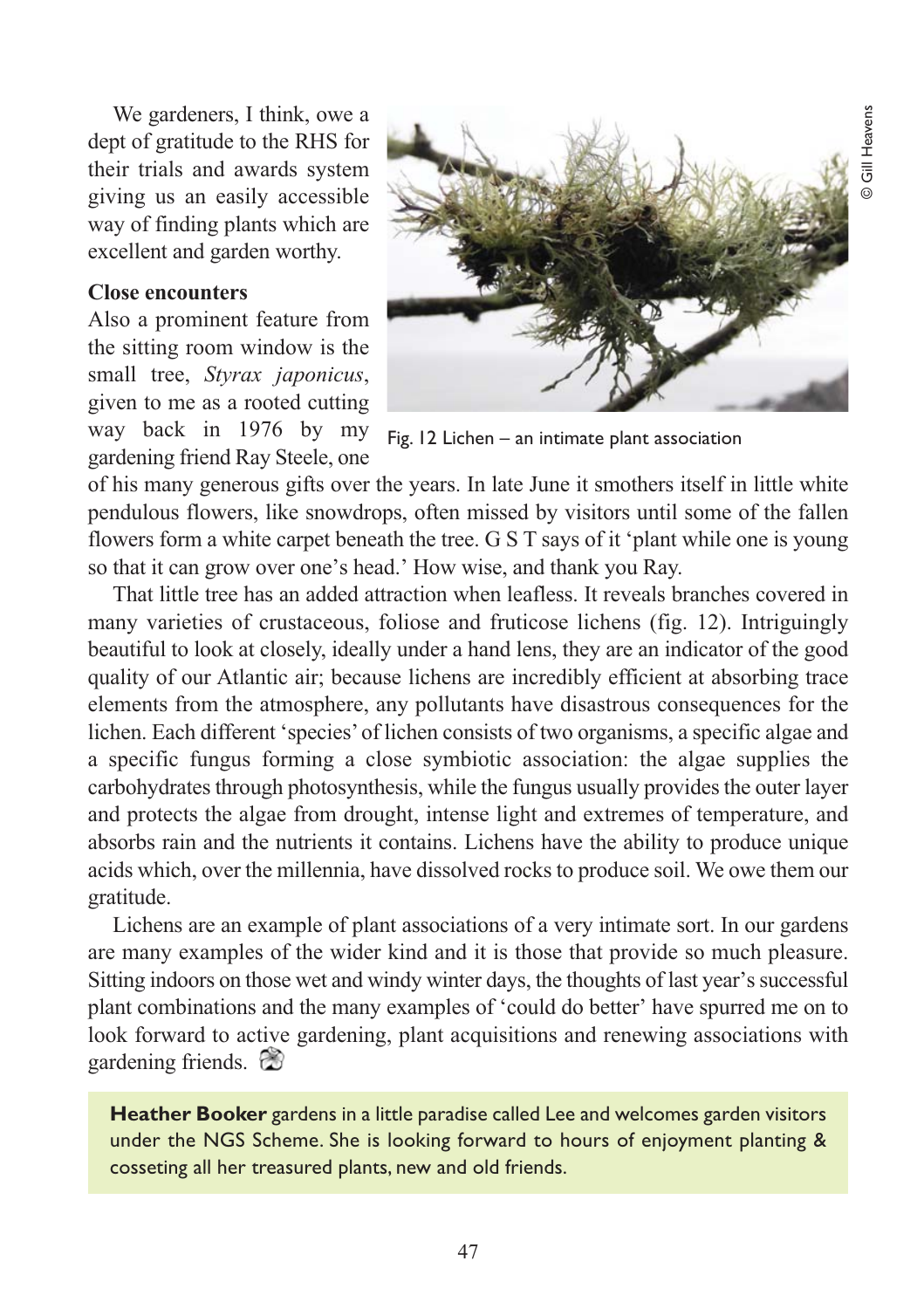We gardeners, I think, owe a dept of gratitude to the RHS for their trials and awards system giving us an easily accessible way of finding plants which are excellent and garden worthy.

**Close encounters**

Also a prominent feature from the sitting room window is the small tree, *Styrax japonicus*, given to me as a rooted cutting way back in 1976 by my gardening friend Ray Steele, one of his many generous gifts over the years. In late June it smothers itself in little white pendulous flowers, like snowdrops, often missed by visitors until some of the fallen flowers form a white carpet beneath the tree. G S T says of it 'plant while one is young so that it can grow over one's head.' How wise, and thank you Ray.

© Gill Heavens

Fig. 12 Lichen – an intimate plant association

That little tree has an added attraction when leafless. It reveals branches covered in many varieties of crustaceous, foliose and fruticose lichens (fig. 12). Intriguingly beautiful to look at closely, ideally under a hand lens, they are an indicator of the good quality of our Atlantic air; because lichens are incredibly efficient at absorbing trace elements from the atmosphere, any pollutants have disastrous consequences for the lichen. Each different 'species' of lichen consists of two organisms, a specific algae and a specific fungus forming a close symbiotic association: the algae supplies the carbohydrates through photosynthesis, while the fungus usually provides the outer layer and protects the algae from drought, intense light and extremes of temperature, and absorbs rain and the nutrients it contains. Lichens have the ability to produce unique acids which, over the millennia, have dissolved rocks to produce soil. We owe them our gratitude.

Lichens are an example of plant associations of a very intimate sort. In our gardens are many examples of the wider kind and it is those that provide so much pleasure. Sitting indoors on those wet and windy winter days, the thoughts of last year's successful plant combinations and the many examples of 'could do better' have spurred me on to look forward to active gardening, plant acquisitions and renewing associations with gardening friends.

**Heather Booker** gardens in a little paradise called Lee and welcomes garden visitors under the NGS Scheme. She is looking forward to hours of enjoyment planting & cosseting all her treasured plants, new and old friends.